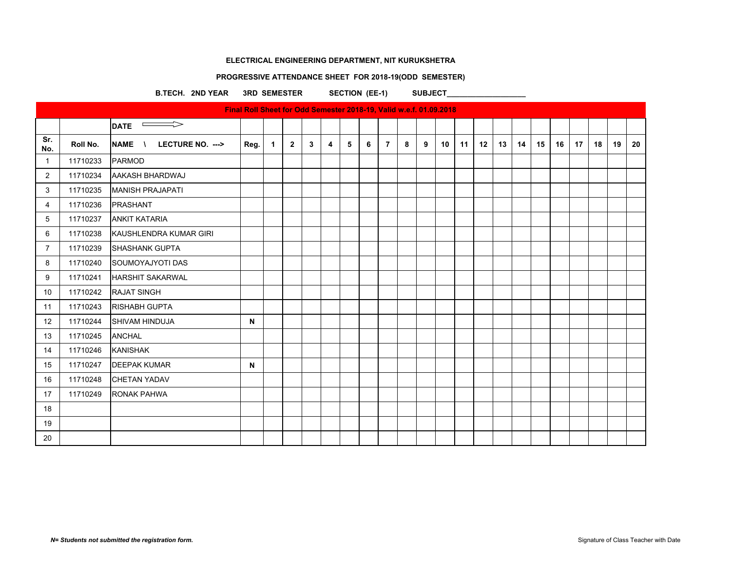**ELECTRICAL ENGINEERING DEPARTMENT, NIT KURUKSHETRA**

**PROGRESSIVE ATTENDANCE SHEET FOR 2018-19(ODD SEMESTER)**

**B.TECH. 2ND YEAR 3RD SEMESTER SECTION (EE-1) SUBJECT___________________**

| Final Roll Sheet for Odd Semester 2018-19, Valid w.e.f. 01.09.2018 | | | | | | | | | | | | | | | | | | | | | | | |
|---|---|---|---|---|---|---|---|---|---|---|---|---|---|---|---|---|---|---|---|---|---|---|---|
| | | **DATE** ⟹ | | | | | | | | | | | | | | | | | | | | | |
| **Sr. No.** | **Roll No.** | **NAME \ LECTURE NO. --->** | **Reg.** | **1** | **2** | **3** | **4** | **5** | **6** | **7** | **8** | **9** | **10** | **11** | **12** | **13** | **14** | **15** | **16** | **17** | **18** | **19** | **20** |
| 1 | 11710233 | PARMOD | | | | | | | | | | | | | | | | | | | | | |
| 2 | 11710234 | AAKASH BHARDWAJ | | | | | | | | | | | | | | | | | | | | | |
| 3 | 11710235 | MANISH PRAJAPATI | | | | | | | | | | | | | | | | | | | | | |
| 4 | 11710236 | PRASHANT | | | | | | | | | | | | | | | | | | | | | |
| 5 | 11710237 | ANKIT KATARIA | | | | | | | | | | | | | | | | | | | | | |
| 6 | 11710238 | KAUSHLENDRA KUMAR GIRI | | | | | | | | | | | | | | | | | | | | | |
| 7 | 11710239 | SHASHANK GUPTA | | | | | | | | | | | | | | | | | | | | | |
| 8 | 11710240 | SOUMOYAJYOTI DAS | | | | | | | | | | | | | | | | | | | | | |
| 9 | 11710241 | HARSHIT SAKARWAL | | | | | | | | | | | | | | | | | | | | | |
| 10 | 11710242 | RAJAT SINGH | | | | | | | | | | | | | | | | | | | | | |
| 11 | 11710243 | RISHABH GUPTA | | | | | | | | | | | | | | | | | | | | | |
| 12 | 11710244 | SHIVAM HINDUJA | **N** | | | | | | | | | | | | | | | | | | | | |
| 13 | 11710245 | ANCHAL | | | | | | | | | | | | | | | | | | | | | |
| 14 | 11710246 | KANISHAK | | | | | | | | | | | | | | | | | | | | | |
| 15 | 11710247 | DEEPAK KUMAR | **N** | | | | | | | | | | | | | | | | | | | | |
| 16 | 11710248 | CHETAN YADAV | | | | | | | | | | | | | | | | | | | | | |
| 17 | 11710249 | RONAK PAHWA | | | | | | | | | | | | | | | | | | | | | |
| 18 | | | | | | | | | | | | | | | | | | | | | | | |
| 19 | | | | | | | | | | | | | | | | | | | | | | | |
| 20 | | | | | | | | | | | | | | | | | | | | | | | |

***N= Students not submitted the registration form.***

Signature of Class Teacher with Date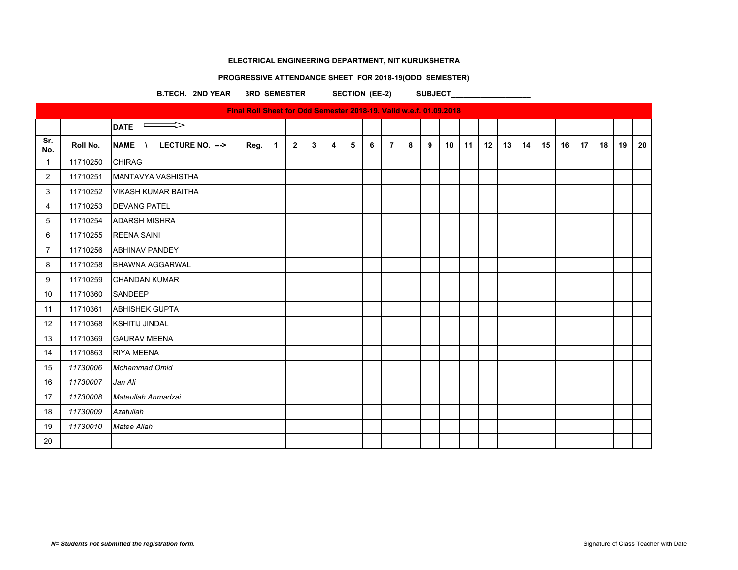**ELECTRICAL ENGINEERING DEPARTMENT, NIT KURUKSHETRA**

**PROGRESSIVE ATTENDANCE SHEET FOR 2018-19(ODD SEMESTER)**

**B.TECH. 2ND YEAR 3RD SEMESTER SECTION (EE-2) SUBJECT___________________**

| Final Roll Sheet for Odd Semester 2018-19, Valid w.e.f. 01.09.2018 | | | | | | | | | | | | | | | | | | | | | | | |
|---|---|---|---|---|---|---|---|---|---|---|---|---|---|---|---|---|---|---|---|---|---|---|---|
| | | **DATE** ⟹ | | | | | | | | | | | | | | | | | | | | | |
| **Sr. No.** | **Roll No.** | **NAME \ LECTURE NO. --->** | **Reg.** | **1** | **2** | **3** | **4** | **5** | **6** | **7** | **8** | **9** | **10** | **11** | **12** | **13** | **14** | **15** | **16** | **17** | **18** | **19** | **20** |
| 1 | 11710250 | CHIRAG | | | | | | | | | | | | | | | | | | | | | |
| 2 | 11710251 | MANTAVYA VASHISTHA | | | | | | | | | | | | | | | | | | | | | |
| 3 | 11710252 | VIKASH KUMAR BAITHA | | | | | | | | | | | | | | | | | | | | | |
| 4 | 11710253 | DEVANG PATEL | | | | | | | | | | | | | | | | | | | | | |
| 5 | 11710254 | ADARSH MISHRA | | | | | | | | | | | | | | | | | | | | | |
| 6 | 11710255 | REENA SAINI | | | | | | | | | | | | | | | | | | | | | |
| 7 | 11710256 | ABHINAV PANDEY | | | | | | | | | | | | | | | | | | | | | |
| 8 | 11710258 | BHAWNA AGGARWAL | | | | | | | | | | | | | | | | | | | | | |
| 9 | 11710259 | CHANDAN KUMAR | | | | | | | | | | | | | | | | | | | | | |
| 10 | 11710360 | SANDEEP | | | | | | | | | | | | | | | | | | | | | |
| 11 | 11710361 | ABHISHEK GUPTA | | | | | | | | | | | | | | | | | | | | | |
| 12 | 11710368 | KSHITIJ JINDAL | | | | | | | | | | | | | | | | | | | | | |
| 13 | 11710369 | GAURAV MEENA | | | | | | | | | | | | | | | | | | | | | |
| 14 | 11710863 | RIYA MEENA | | | | | | | | | | | | | | | | | | | | | |
| 15 | *11730006* | *Mohammad Omid* | | | | | | | | | | | | | | | | | | | | | |
| 16 | *11730007* | *Jan Ali* | | | | | | | | | | | | | | | | | | | | | |
| 17 | *11730008* | *Mateullah Ahmadzai* | | | | | | | | | | | | | | | | | | | | | |
| 18 | *11730009* | *Azatullah* | | | | | | | | | | | | | | | | | | | | | |
| 19 | *11730010* | *Matee Allah* | | | | | | | | | | | | | | | | | | | | | |
| 20 | | | | | | | | | | | | | | | | | | | | | | | |

***N= Students not submitted the registration form.***

Signature of Class Teacher with Date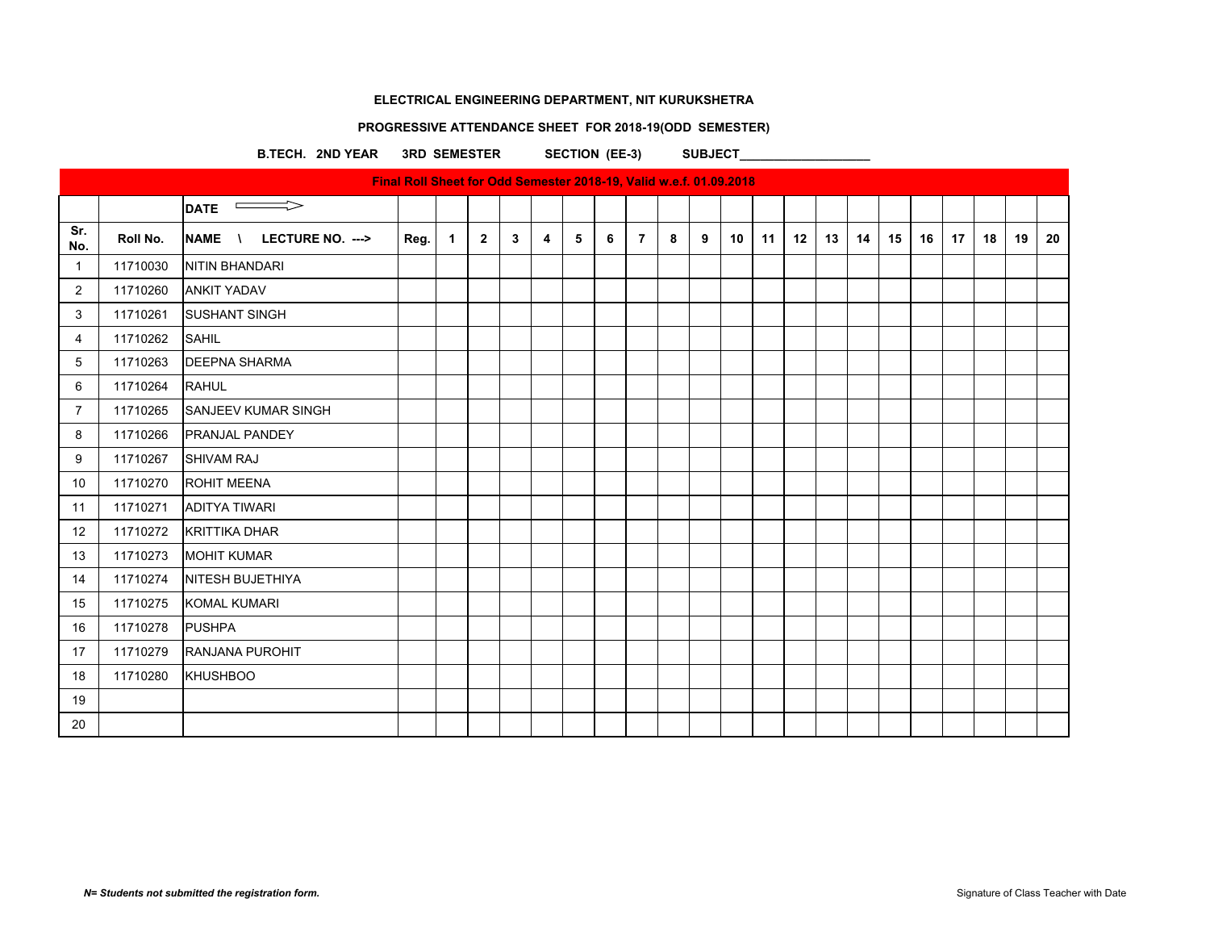**ELECTRICAL ENGINEERING DEPARTMENT, NIT KURUKSHETRA**

**PROGRESSIVE ATTENDANCE SHEET FOR 2018-19(ODD SEMESTER)**

**B.TECH. 2ND YEAR 3RD SEMESTER SECTION (EE-3) SUBJECT___________________**

**Final Roll Sheet for Odd Semester 2018-19, Valid w.e.f. 01.09.2018**

| | | DATE ⟹ | | | | | | | | | | | | | | | | | | | | | |
|---|---|---|---|---|---|---|---|---|---|---|---|---|---|---|---|---|---|---|---|---|---|---|---|
| Sr. No. | Roll No. | NAME \ LECTURE NO. ---> | Reg. | 1 | 2 | 3 | 4 | 5 | 6 | 7 | 8 | 9 | 10 | 11 | 12 | 13 | 14 | 15 | 16 | 17 | 18 | 19 | 20 |
| 1 | 11710030 | NITIN BHANDARI | | | | | | | | | | | | | | | | | | | | | |
| 2 | 11710260 | ANKIT YADAV | | | | | | | | | | | | | | | | | | | | | |
| 3 | 11710261 | SUSHANT SINGH | | | | | | | | | | | | | | | | | | | | | |
| 4 | 11710262 | SAHIL | | | | | | | | | | | | | | | | | | | | | |
| 5 | 11710263 | DEEPNA SHARMA | | | | | | | | | | | | | | | | | | | | | |
| 6 | 11710264 | RAHUL | | | | | | | | | | | | | | | | | | | | | |
| 7 | 11710265 | SANJEEV KUMAR SINGH | | | | | | | | | | | | | | | | | | | | | |
| 8 | 11710266 | PRANJAL PANDEY | | | | | | | | | | | | | | | | | | | | | |
| 9 | 11710267 | SHIVAM RAJ | | | | | | | | | | | | | | | | | | | | | |
| 10 | 11710270 | ROHIT MEENA | | | | | | | | | | | | | | | | | | | | | |
| 11 | 11710271 | ADITYA TIWARI | | | | | | | | | | | | | | | | | | | | | |
| 12 | 11710272 | KRITTIKA DHAR | | | | | | | | | | | | | | | | | | | | | |
| 13 | 11710273 | MOHIT KUMAR | | | | | | | | | | | | | | | | | | | | | |
| 14 | 11710274 | NITESH BUJETHIYA | | | | | | | | | | | | | | | | | | | | | |
| 15 | 11710275 | KOMAL KUMARI | | | | | | | | | | | | | | | | | | | | | |
| 16 | 11710278 | PUSHPA | | | | | | | | | | | | | | | | | | | | | |
| 17 | 11710279 | RANJANA PUROHIT | | | | | | | | | | | | | | | | | | | | | |
| 18 | 11710280 | KHUSHBOO | | | | | | | | | | | | | | | | | | | | | |
| 19 | | | | | | | | | | | | | | | | | | | | | | | |
| 20 | | | | | | | | | | | | | | | | | | | | | | | |

***N= Students not submitted the registration form.***

Signature of Class Teacher with Date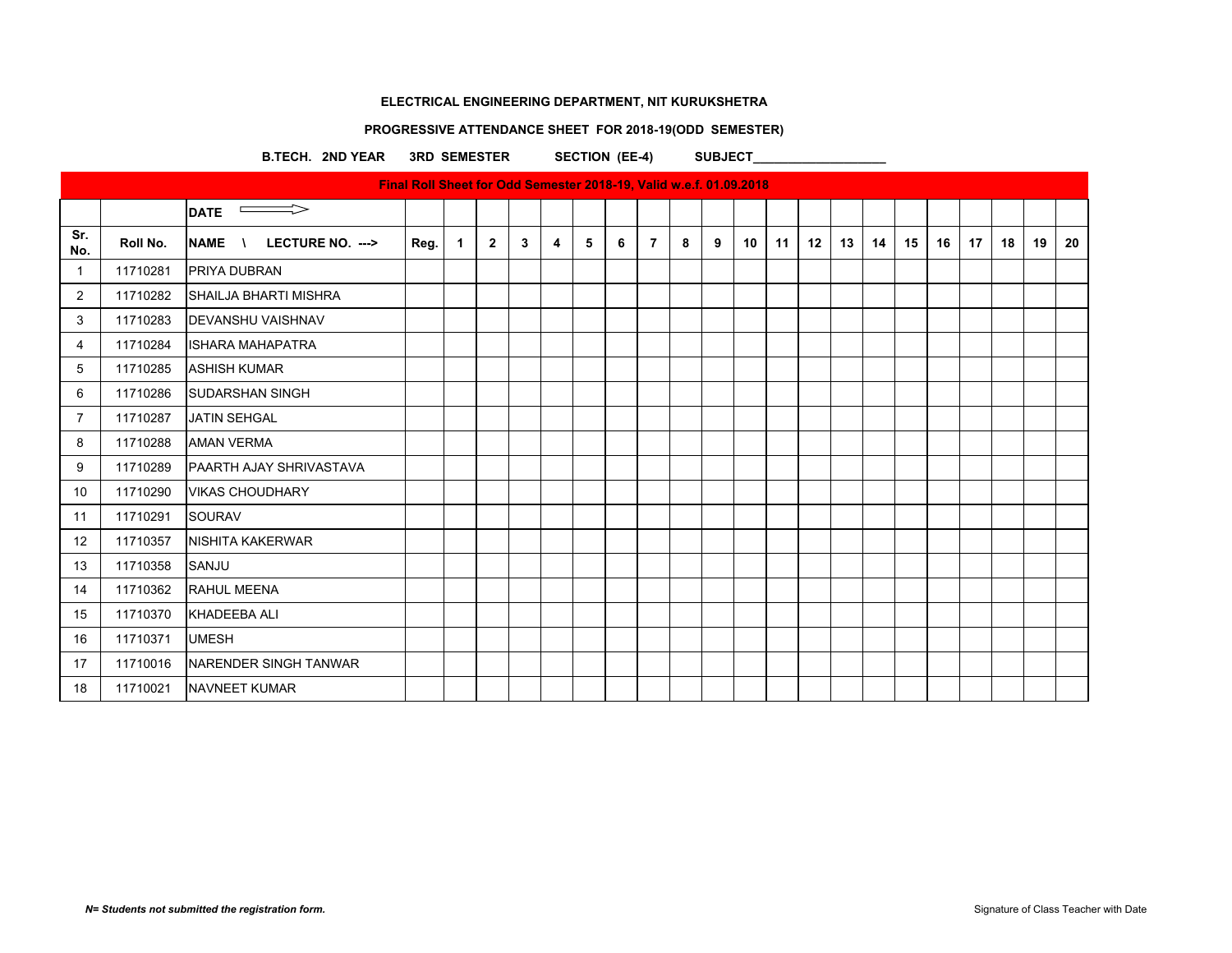**ELECTRICAL ENGINEERING DEPARTMENT, NIT KURUKSHETRA**

**PROGRESSIVE ATTENDANCE SHEET FOR 2018-19(ODD SEMESTER)**

**B.TECH. 2ND YEAR 3RD SEMESTER SECTION (EE-4) SUBJECT___________________**

| Final Roll Sheet for Odd Semester 2018-19, Valid w.e.f. 01.09.2018 | | | | | | | | | | | | | | | | | | | | | | | |
|---|---|---|---|---|---|---|---|---|---|---|---|---|---|---|---|---|---|---|---|---|---|---|---|
| | | DATE ⟹ | | | | | | | | | | | | | | | | | | | | | |
| Sr. No. | Roll No. | NAME \ LECTURE NO. ---> | Reg. | 1 | 2 | 3 | 4 | 5 | 6 | 7 | 8 | 9 | 10 | 11 | 12 | 13 | 14 | 15 | 16 | 17 | 18 | 19 | 20 |
| 1 | 11710281 | PRIYA DUBRAN | | | | | | | | | | | | | | | | | | | | | |
| 2 | 11710282 | SHAILJA BHARTI MISHRA | | | | | | | | | | | | | | | | | | | | | |
| 3 | 11710283 | DEVANSHU VAISHNAV | | | | | | | | | | | | | | | | | | | | | |
| 4 | 11710284 | ISHARA MAHAPATRA | | | | | | | | | | | | | | | | | | | | | |
| 5 | 11710285 | ASHISH KUMAR | | | | | | | | | | | | | | | | | | | | | |
| 6 | 11710286 | SUDARSHAN SINGH | | | | | | | | | | | | | | | | | | | | | |
| 7 | 11710287 | JATIN SEHGAL | | | | | | | | | | | | | | | | | | | | | |
| 8 | 11710288 | AMAN VERMA | | | | | | | | | | | | | | | | | | | | | |
| 9 | 11710289 | PAARTH AJAY SHRIVASTAVA | | | | | | | | | | | | | | | | | | | | | |
| 10 | 11710290 | VIKAS CHOUDHARY | | | | | | | | | | | | | | | | | | | | | |
| 11 | 11710291 | SOURAV | | | | | | | | | | | | | | | | | | | | | |
| 12 | 11710357 | NISHITA KAKERWAR | | | | | | | | | | | | | | | | | | | | | |
| 13 | 11710358 | SANJU | | | | | | | | | | | | | | | | | | | | | |
| 14 | 11710362 | RAHUL MEENA | | | | | | | | | | | | | | | | | | | | | |
| 15 | 11710370 | KHADEEBA ALI | | | | | | | | | | | | | | | | | | | | | |
| 16 | 11710371 | UMESH | | | | | | | | | | | | | | | | | | | | | |
| 17 | 11710016 | NARENDER SINGH TANWAR | | | | | | | | | | | | | | | | | | | | | |
| 18 | 11710021 | NAVNEET KUMAR | | | | | | | | | | | | | | | | | | | | | |

***N= Students not submitted the registration form.***

Signature of Class Teacher with Date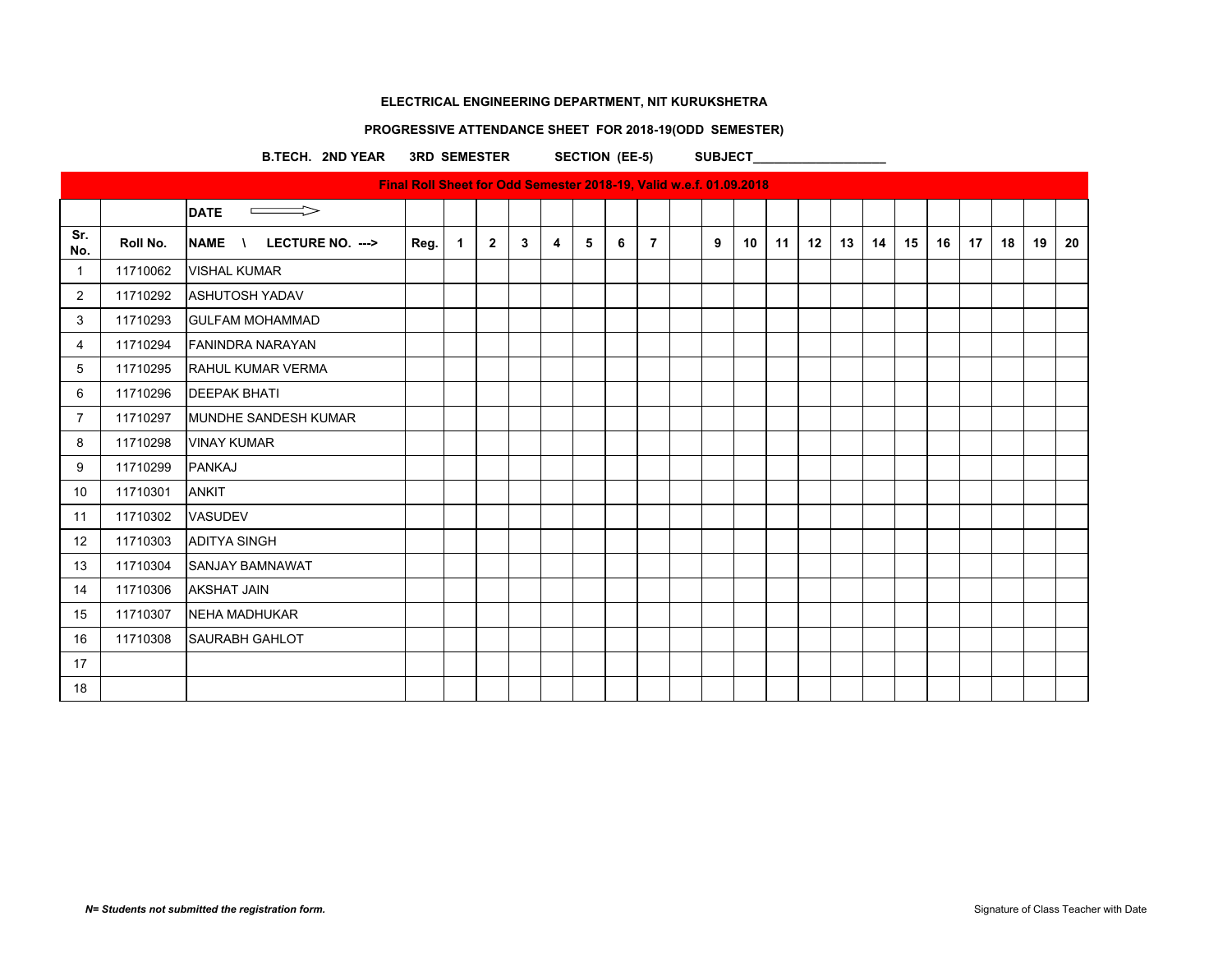**ELECTRICAL ENGINEERING DEPARTMENT, NIT KURUKSHETRA**

**PROGRESSIVE ATTENDANCE SHEET FOR 2018-19(ODD SEMESTER)**

**B.TECH. 2ND YEAR 3RD SEMESTER SECTION (EE-5) SUBJECT___________________**

| Final Roll Sheet for Odd Semester 2018-19, Valid w.e.f. 01.09.2018 | | | | | | | | | | | | | | | | | | | | | | | |
|---|---|---|---|---|---|---|---|---|---|---|---|---|---|---|---|---|---|---|---|---|---|---|---|
| | | DATE ⟹ | | | | | | | | | | | | | | | | | | | | | |
| Sr. No. | Roll No. | NAME \ LECTURE NO. ---> | Reg. | 1 | 2 | 3 | 4 | 5 | 6 | 7 | | 9 | 10 | 11 | 12 | 13 | 14 | 15 | 16 | 17 | 18 | 19 | 20 |
| 1 | 11710062 | VISHAL KUMAR | | | | | | | | | | | | | | | | | | | | | |
| 2 | 11710292 | ASHUTOSH YADAV | | | | | | | | | | | | | | | | | | | | | |
| 3 | 11710293 | GULFAM MOHAMMAD | | | | | | | | | | | | | | | | | | | | | |
| 4 | 11710294 | FANINDRA NARAYAN | | | | | | | | | | | | | | | | | | | | | |
| 5 | 11710295 | RAHUL KUMAR VERMA | | | | | | | | | | | | | | | | | | | | | |
| 6 | 11710296 | DEEPAK BHATI | | | | | | | | | | | | | | | | | | | | | |
| 7 | 11710297 | MUNDHE SANDESH KUMAR | | | | | | | | | | | | | | | | | | | | | |
| 8 | 11710298 | VINAY KUMAR | | | | | | | | | | | | | | | | | | | | | |
| 9 | 11710299 | PANKAJ | | | | | | | | | | | | | | | | | | | | | |
| 10 | 11710301 | ANKIT | | | | | | | | | | | | | | | | | | | | | |
| 11 | 11710302 | VASUDEV | | | | | | | | | | | | | | | | | | | | | |
| 12 | 11710303 | ADITYA SINGH | | | | | | | | | | | | | | | | | | | | | |
| 13 | 11710304 | SANJAY BAMNAWAT | | | | | | | | | | | | | | | | | | | | | |
| 14 | 11710306 | AKSHAT JAIN | | | | | | | | | | | | | | | | | | | | | |
| 15 | 11710307 | NEHA MADHUKAR | | | | | | | | | | | | | | | | | | | | | |
| 16 | 11710308 | SAURABH GAHLOT | | | | | | | | | | | | | | | | | | | | | |
| 17 | | | | | | | | | | | | | | | | | | | | | | | |
| 18 | | | | | | | | | | | | | | | | | | | | | | | |

***N= Students not submitted the registration form.***

Signature of Class Teacher with Date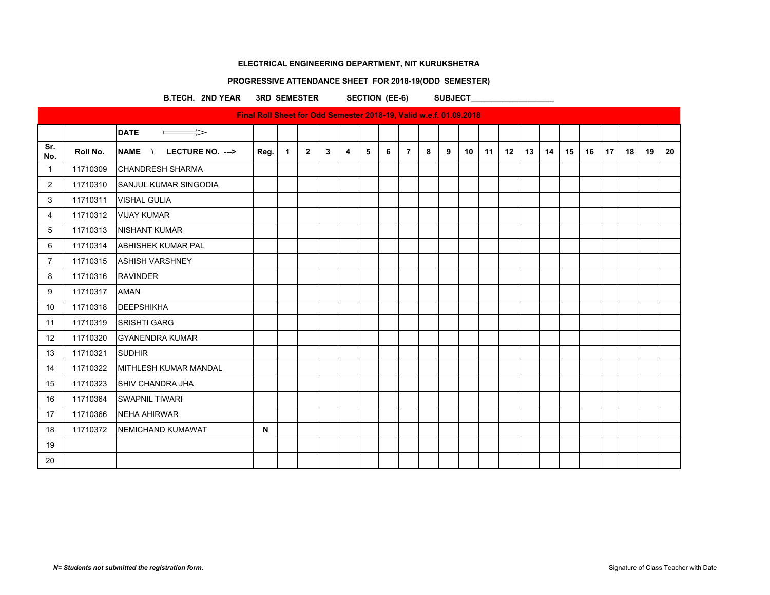**ELECTRICAL ENGINEERING DEPARTMENT, NIT KURUKSHETRA**

**PROGRESSIVE ATTENDANCE SHEET FOR 2018-19(ODD SEMESTER)**

**B.TECH. 2ND YEAR 3RD SEMESTER SECTION (EE-6) SUBJECT___________________**

**Final Roll Sheet for Odd Semester 2018-19, Valid w.e.f. 01.09.2018**

| | | DATE ⟹ | | | | | | | | | | | | | | | | | | | | | |
|---|---|---|---|---|---|---|---|---|---|---|---|---|---|---|---|---|---|---|---|---|---|---|---|
| Sr. No. | Roll No. | NAME \ LECTURE NO. ---> | Reg. | 1 | 2 | 3 | 4 | 5 | 6 | 7 | 8 | 9 | 10 | 11 | 12 | 13 | 14 | 15 | 16 | 17 | 18 | 19 | 20 |
| 1 | 11710309 | CHANDRESH SHARMA | | | | | | | | | | | | | | | | | | | | | |
| 2 | 11710310 | SANJUL KUMAR SINGODIA | | | | | | | | | | | | | | | | | | | | | |
| 3 | 11710311 | VISHAL GULIA | | | | | | | | | | | | | | | | | | | | | |
| 4 | 11710312 | VIJAY KUMAR | | | | | | | | | | | | | | | | | | | | | |
| 5 | 11710313 | NISHANT KUMAR | | | | | | | | | | | | | | | | | | | | | |
| 6 | 11710314 | ABHISHEK KUMAR PAL | | | | | | | | | | | | | | | | | | | | | |
| 7 | 11710315 | ASHISH VARSHNEY | | | | | | | | | | | | | | | | | | | | | |
| 8 | 11710316 | RAVINDER | | | | | | | | | | | | | | | | | | | | | |
| 9 | 11710317 | AMAN | | | | | | | | | | | | | | | | | | | | | |
| 10 | 11710318 | DEEPSHIKHA | | | | | | | | | | | | | | | | | | | | | |
| 11 | 11710319 | SRISHTI GARG | | | | | | | | | | | | | | | | | | | | | |
| 12 | 11710320 | GYANENDRA KUMAR | | | | | | | | | | | | | | | | | | | | | |
| 13 | 11710321 | SUDHIR | | | | | | | | | | | | | | | | | | | | | |
| 14 | 11710322 | MITHLESH KUMAR MANDAL | | | | | | | | | | | | | | | | | | | | | |
| 15 | 11710323 | SHIV CHANDRA JHA | | | | | | | | | | | | | | | | | | | | | |
| 16 | 11710364 | SWAPNIL TIWARI | | | | | | | | | | | | | | | | | | | | | |
| 17 | 11710366 | NEHA AHIRWAR | | | | | | | | | | | | | | | | | | | | | |
| 18 | 11710372 | NEMICHAND KUMAWAT | N | | | | | | | | | | | | | | | | | | | | |
| 19 | | | | | | | | | | | | | | | | | | | | | | | |
| 20 | | | | | | | | | | | | | | | | | | | | | | | |

***N= Students not submitted the registration form.***

Signature of Class Teacher with Date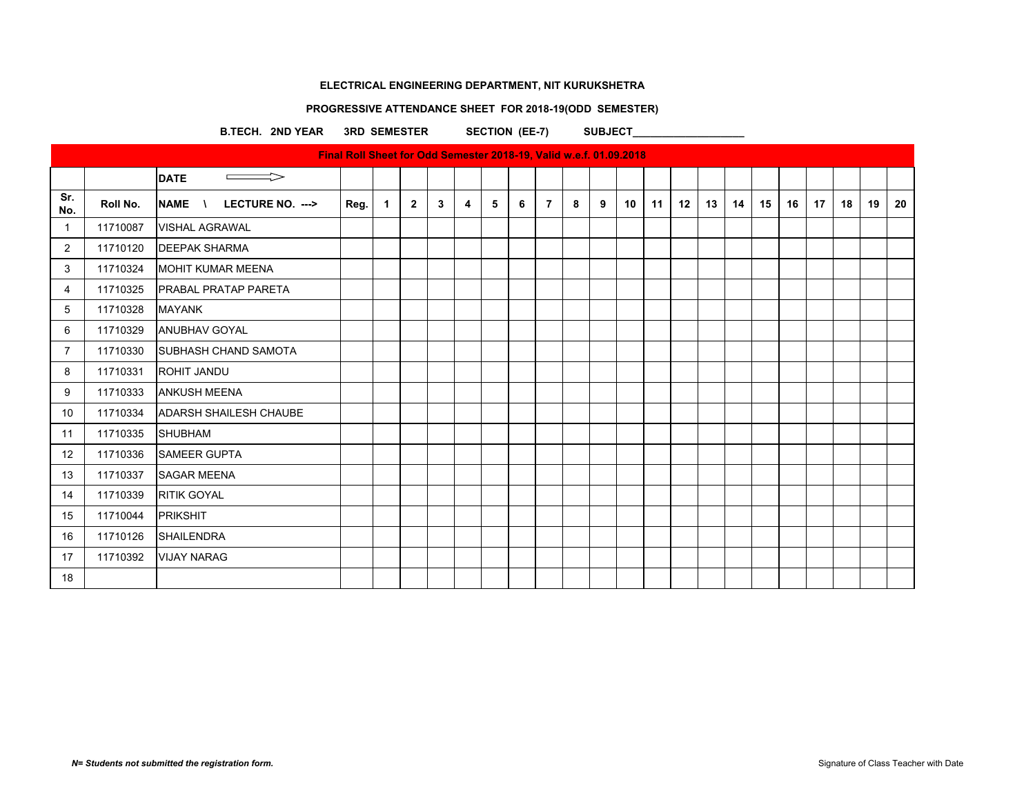**ELECTRICAL ENGINEERING DEPARTMENT, NIT KURUKSHETRA**

**PROGRESSIVE ATTENDANCE SHEET FOR 2018-19(ODD SEMESTER)**

**B.TECH. 2ND YEAR 3RD SEMESTER SECTION (EE-7) SUBJECT___________________**

| Final Roll Sheet for Odd Semester 2018-19, Valid w.e.f. 01.09.2018 | | | | | | | | | | | | | | | | | | | | | | | |
|---|---|---|---|---|---|---|---|---|---|---|---|---|---|---|---|---|---|---|---|---|---|---|---|
| | | DATE ⟹ | | | | | | | | | | | | | | | | | | | | | |
| Sr. No. | Roll No. | NAME \ LECTURE NO. ---> | Reg. | 1 | 2 | 3 | 4 | 5 | 6 | 7 | 8 | 9 | 10 | 11 | 12 | 13 | 14 | 15 | 16 | 17 | 18 | 19 | 20 |
| 1 | 11710087 | VISHAL AGRAWAL | | | | | | | | | | | | | | | | | | | | | |
| 2 | 11710120 | DEEPAK SHARMA | | | | | | | | | | | | | | | | | | | | | |
| 3 | 11710324 | MOHIT KUMAR MEENA | | | | | | | | | | | | | | | | | | | | | |
| 4 | 11710325 | PRABAL PRATAP PARETA | | | | | | | | | | | | | | | | | | | | | |
| 5 | 11710328 | MAYANK | | | | | | | | | | | | | | | | | | | | | |
| 6 | 11710329 | ANUBHAV GOYAL | | | | | | | | | | | | | | | | | | | | | |
| 7 | 11710330 | SUBHASH CHAND SAMOTA | | | | | | | | | | | | | | | | | | | | | |
| 8 | 11710331 | ROHIT JANDU | | | | | | | | | | | | | | | | | | | | | |
| 9 | 11710333 | ANKUSH MEENA | | | | | | | | | | | | | | | | | | | | | |
| 10 | 11710334 | ADARSH SHAILESH CHAUBE | | | | | | | | | | | | | | | | | | | | | |
| 11 | 11710335 | SHUBHAM | | | | | | | | | | | | | | | | | | | | | |
| 12 | 11710336 | SAMEER GUPTA | | | | | | | | | | | | | | | | | | | | | |
| 13 | 11710337 | SAGAR MEENA | | | | | | | | | | | | | | | | | | | | | |
| 14 | 11710339 | RITIK GOYAL | | | | | | | | | | | | | | | | | | | | | |
| 15 | 11710044 | PRIKSHIT | | | | | | | | | | | | | | | | | | | | | |
| 16 | 11710126 | SHAILENDRA | | | | | | | | | | | | | | | | | | | | | |
| 17 | 11710392 | VIJAY NARAG | | | | | | | | | | | | | | | | | | | | | |
| 18 | | | | | | | | | | | | | | | | | | | | | | | |

***N= Students not submitted the registration form.***

Signature of Class Teacher with Date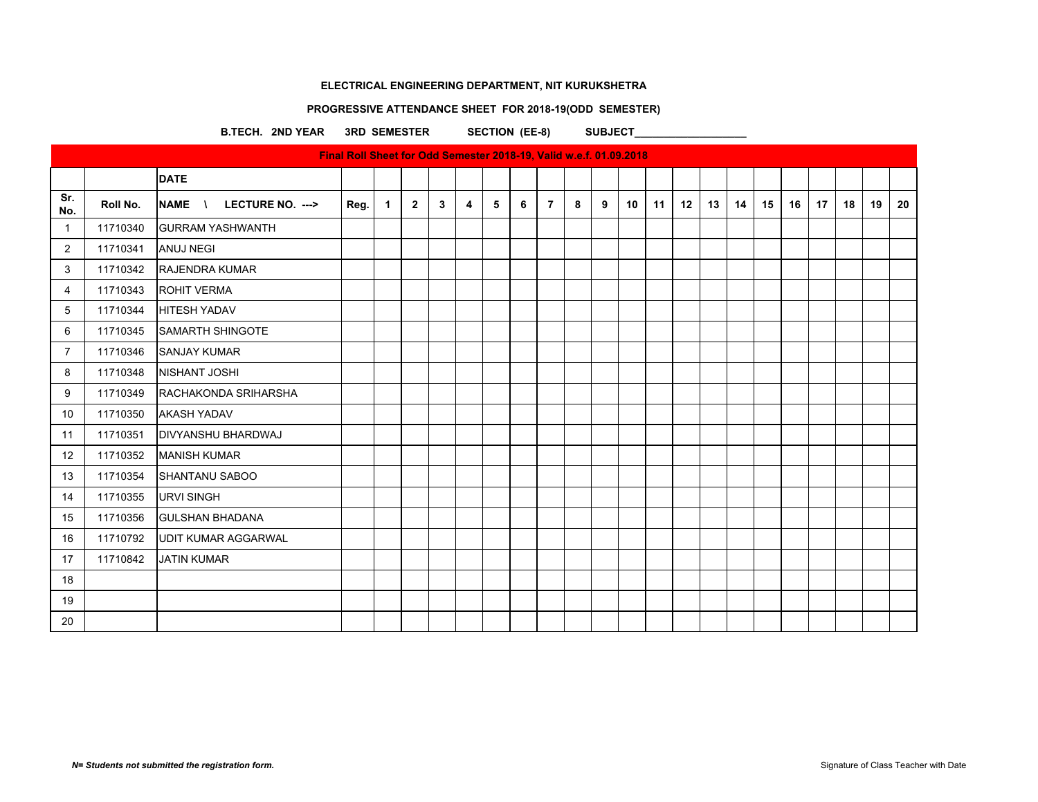**ELECTRICAL ENGINEERING DEPARTMENT, NIT KURUKSHETRA**

**PROGRESSIVE ATTENDANCE SHEET FOR 2018-19(ODD SEMESTER)**

**B.TECH. 2ND YEAR 3RD SEMESTER SECTION (EE-8) SUBJECT___________________**

**Final Roll Sheet for Odd Semester 2018-19, Valid w.e.f. 01.09.2018**

| | | DATE | | | | | | | | | | | | | | | | | | | | | |
|---|---|---|---|---|---|---|---|---|---|---|---|---|---|---|---|---|---|---|---|---|---|---|---|
| Sr. No. | Roll No. | NAME \ LECTURE NO. ---> | Reg. | 1 | 2 | 3 | 4 | 5 | 6 | 7 | 8 | 9 | 10 | 11 | 12 | 13 | 14 | 15 | 16 | 17 | 18 | 19 | 20 |
| 1 | 11710340 | GURRAM YASHWANTH | | | | | | | | | | | | | | | | | | | | | |
| 2 | 11710341 | ANUJ NEGI | | | | | | | | | | | | | | | | | | | | | |
| 3 | 11710342 | RAJENDRA KUMAR | | | | | | | | | | | | | | | | | | | | | |
| 4 | 11710343 | ROHIT VERMA | | | | | | | | | | | | | | | | | | | | | |
| 5 | 11710344 | HITESH YADAV | | | | | | | | | | | | | | | | | | | | | |
| 6 | 11710345 | SAMARTH SHINGOTE | | | | | | | | | | | | | | | | | | | | | |
| 7 | 11710346 | SANJAY KUMAR | | | | | | | | | | | | | | | | | | | | | |
| 8 | 11710348 | NISHANT JOSHI | | | | | | | | | | | | | | | | | | | | | |
| 9 | 11710349 | RACHAKONDA SRIHARSHA | | | | | | | | | | | | | | | | | | | | | |
| 10 | 11710350 | AKASH YADAV | | | | | | | | | | | | | | | | | | | | | |
| 11 | 11710351 | DIVYANSHU BHARDWAJ | | | | | | | | | | | | | | | | | | | | | |
| 12 | 11710352 | MANISH KUMAR | | | | | | | | | | | | | | | | | | | | | |
| 13 | 11710354 | SHANTANU SABOO | | | | | | | | | | | | | | | | | | | | | |
| 14 | 11710355 | URVI SINGH | | | | | | | | | | | | | | | | | | | | | |
| 15 | 11710356 | GULSHAN BHADANA | | | | | | | | | | | | | | | | | | | | | |
| 16 | 11710792 | UDIT KUMAR AGGARWAL | | | | | | | | | | | | | | | | | | | | | |
| 17 | 11710842 | JATIN KUMAR | | | | | | | | | | | | | | | | | | | | | |
| 18 | | | | | | | | | | | | | | | | | | | | | | | |
| 19 | | | | | | | | | | | | | | | | | | | | | | | |
| 20 | | | | | | | | | | | | | | | | | | | | | | | |

***N= Students not submitted the registration form.***

Signature of Class Teacher with Date